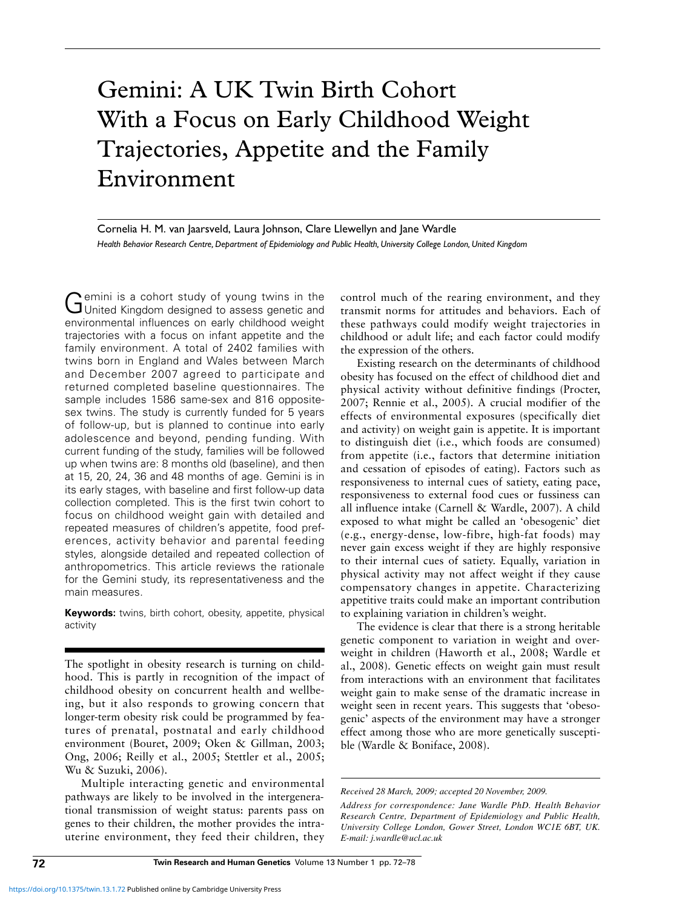# Gemini: A UK Twin Birth Cohort With a Focus on Early Childhood Weight Trajectories, Appetite and the Family Environment

Cornelia H. M. van Jaarsveld, Laura Johnson, Clare Llewellyn and Jane Wardle

*Health Behavior Research Centre, Department of Epidemiology and Public Health, University College London, United Kingdom*

Gemini is a cohort study of young twins in the United Kingdom designed to assess genetic and environmental influences on early childhood weight trajectories with a focus on infant appetite and the family environment. A total of 2402 families with twins born in England and Wales between March and December 2007 agreed to participate and returned completed baseline questionnaires. The sample includes 1586 same-sex and 816 opposite-sex twins. The study is currently funded for 5 years of follow-up, but is planned to continue into early adolescence and beyond, pending funding. With current funding of the study, families will be followed up when twins are: 8 months old (baseline), and then at 15, 20, 24, 36 and 48 months of age. Gemini is in its early stages, with baseline and first follow-up data collection completed. This is the first twin cohort to focus on childhood weight gain with detailed and repeated measures of children's appetite, food preferences, activity behavior and parental feeding styles, alongside detailed and repeated collection of anthropometrics. This article reviews the rationale for the Gemini study, its representativeness and the main measures.

**Keywords:** twins, birth cohort, obesity, appetite, physical activity

The spotlight in obesity research is turning on childhood. This is partly in recognition of the impact of childhood obesity on concurrent health and wellbeing, but it also responds to growing concern that longer-term obesity risk could be programmed by features of prenatal, postnatal and early childhood environment (Bouret, 2009; Oken & Gillman, 2003; Ong, 2006; Reilly et al., 2005; Stettler et al., 2005; Wu & Suzuki, 2006).

Multiple interacting genetic and environmental pathways are likely to be involved in the intergenerational transmission of weight status: parents pass on genes to their children, the mother provides the intrauterine environment, they feed their children, they control much of the rearing environment, and they transmit norms for attitudes and behaviors. Each of these pathways could modify weight trajectories in childhood or adult life; and each factor could modify the expression of the others.

Existing research on the determinants of childhood obesity has focused on the effect of childhood diet and physical activity without definitive findings (Procter, 2007; Rennie et al., 2005). A crucial modifier of the effects of environmental exposures (specifically diet and activity) on weight gain is appetite. It is important to distinguish diet (i.e., which foods are consumed) from appetite (i.e., factors that determine initiation and cessation of episodes of eating). Factors such as responsiveness to internal cues of satiety, eating pace, responsiveness to external food cues or fussiness can all influence intake (Carnell & Wardle, 2007). A child exposed to what might be called an 'obesogenic' diet (e.g., energy-dense, low-fibre, high-fat foods) may never gain excess weight if they are highly responsive to their internal cues of satiety. Equally, variation in physical activity may not affect weight if they cause compensatory changes in appetite. Characterizing appetitive traits could make an important contribution to explaining variation in children's weight.

The evidence is clear that there is a strong heritable genetic component to variation in weight and overweight in children (Haworth et al., 2008; Wardle et al., 2008). Genetic effects on weight gain must result from interactions with an environment that facilitates weight gain to make sense of the dramatic increase in weight seen in recent years. This suggests that 'obesogenic' aspects of the environment may have a stronger effect among those who are more genetically susceptible (Wardle & Boniface, 2008).

*Received 28 March, 2009; accepted 20 November, 2009.*

*Address for correspondence: Jane Wardle PhD. Health Behavior Research Centre, Department of Epidemiology and Public Health, University College London, Gower Street, London WC1E 6BT, UK. E-mail: j.wardle@ucl.ac.uk*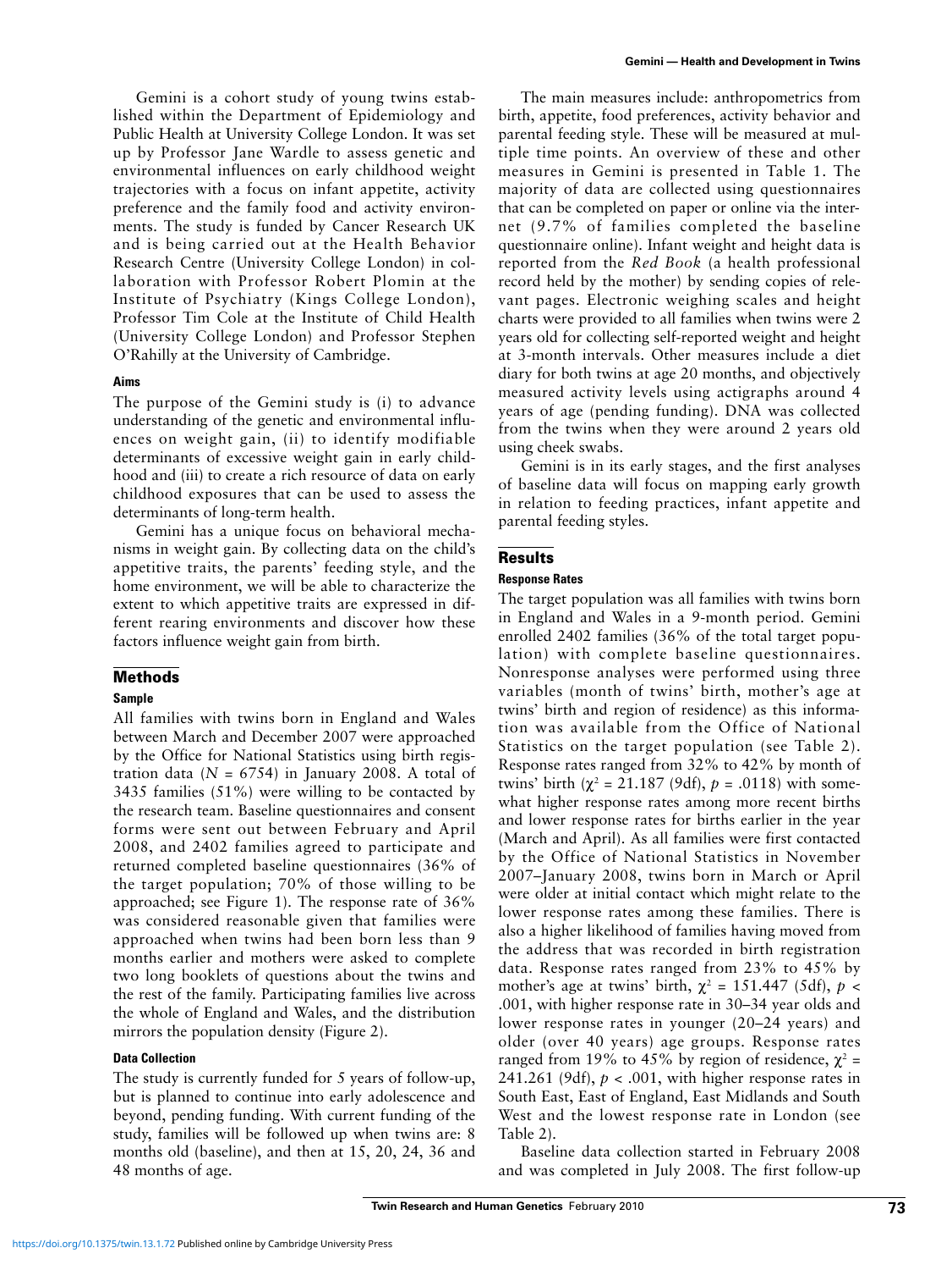Gemini is a cohort study of young twins established within the Department of Epidemiology and Public Health at University College London. It was set up by Professor Jane Wardle to assess genetic and environmental influences on early childhood weight trajectories with a focus on infant appetite, activity preference and the family food and activity environments. The study is funded by Cancer Research UK and is being carried out at the Health Behavior Research Centre (University College London) in collaboration with Professor Robert Plomin at the Institute of Psychiatry (Kings College London), Professor Tim Cole at the Institute of Child Health (University College London) and Professor Stephen O'Rahilly at the University of Cambridge.

#### Aims

The purpose of the Gemini study is (i) to advance understanding of the genetic and environmental influences on weight gain, (ii) to identify modifiable determinants of excessive weight gain in early childhood and (iii) to create a rich resource of data on early childhood exposures that can be used to assess the determinants of long-term health.

Gemini has a unique focus on behavioral mechanisms in weight gain. By collecting data on the child's appetitive traits, the parents' feeding style, and the home environment, we will be able to characterize the extent to which appetitive traits are expressed in different rearing environments and discover how these factors influence weight gain from birth.

## Methods

#### Sample

All families with twins born in England and Wales between March and December 2007 were approached by the Office for National Statistics using birth registration data ($N$ = 6754) in January 2008. A total of 3435 families (51%) were willing to be contacted by the research team. Baseline questionnaires and consent forms were sent out between February and April 2008, and 2402 families agreed to participate and returned completed baseline questionnaires (36% of the target population; 70% of those willing to be approached; see Figure 1). The response rate of 36% was considered reasonable given that families were approached when twins had been born less than 9 months earlier and mothers were asked to complete two long booklets of questions about the twins and the rest of the family. Participating families live across the whole of England and Wales, and the distribution mirrors the population density (Figure 2).

#### Data Collection

The study is currently funded for 5 years of follow-up, but is planned to continue into early adolescence and beyond, pending funding. With current funding of the study, families will be followed up when twins are: 8 months old (baseline), and then at 15, 20, 24, 36 and 48 months of age.

The main measures include: anthropometrics from birth, appetite, food preferences, activity behavior and parental feeding style. These will be measured at multiple time points. An overview of these and other measures in Gemini is presented in Table 1. The majority of data are collected using questionnaires that can be completed on paper or online via the internet (9.7% of families completed the baseline questionnaire online). Infant weight and height data is reported from the *Red Book* (a health professional record held by the mother) by sending copies of relevant pages. Electronic weighing scales and height charts were provided to all families when twins were 2 years old for collecting self-reported weight and height at 3-month intervals. Other measures include a diet diary for both twins at age 20 months, and objectively measured activity levels using actigraphs around 4 years of age (pending funding). DNA was collected from the twins when they were around 2 years old using cheek swabs.

Gemini is in its early stages, and the first analyses of baseline data will focus on mapping early growth in relation to feeding practices, infant appetite and parental feeding styles.

## Results

#### Response Rates

The target population was all families with twins born in England and Wales in a 9-month period. Gemini enrolled 2402 families (36% of the total target population) with complete baseline questionnaires. Nonresponse analyses were performed using three variables (month of twins' birth, mother's age at twins' birth and region of residence) as this information was available from the Office of National Statistics on the target population (see Table 2). Response rates ranged from 32% to 42% by month of twins' birth ($\chi^2$ = 21.187 (9df), $p$ = .0118) with somewhat higher response rates among more recent births and lower response rates for births earlier in the year (March and April). As all families were first contacted by the Office of National Statistics in November 2007–January 2008, twins born in March or April were older at initial contact which might relate to the lower response rates among these families. There is also a higher likelihood of families having moved from the address that was recorded in birth registration data. Response rates ranged from 23% to 45% by mother's age at twins' birth, $\chi^2$ = 151.447 (5df), $p$ < .001, with higher response rate in 30–34 year olds and lower response rates in younger (20–24 years) and older (over 40 years) age groups. Response rates ranged from 19% to 45% by region of residence, $\chi^2$ = 241.261 (9df), $p$ < .001, with higher response rates in South East, East of England, East Midlands and South West and the lowest response rate in London (see Table 2).

Baseline data collection started in February 2008 and was completed in July 2008. The first follow-up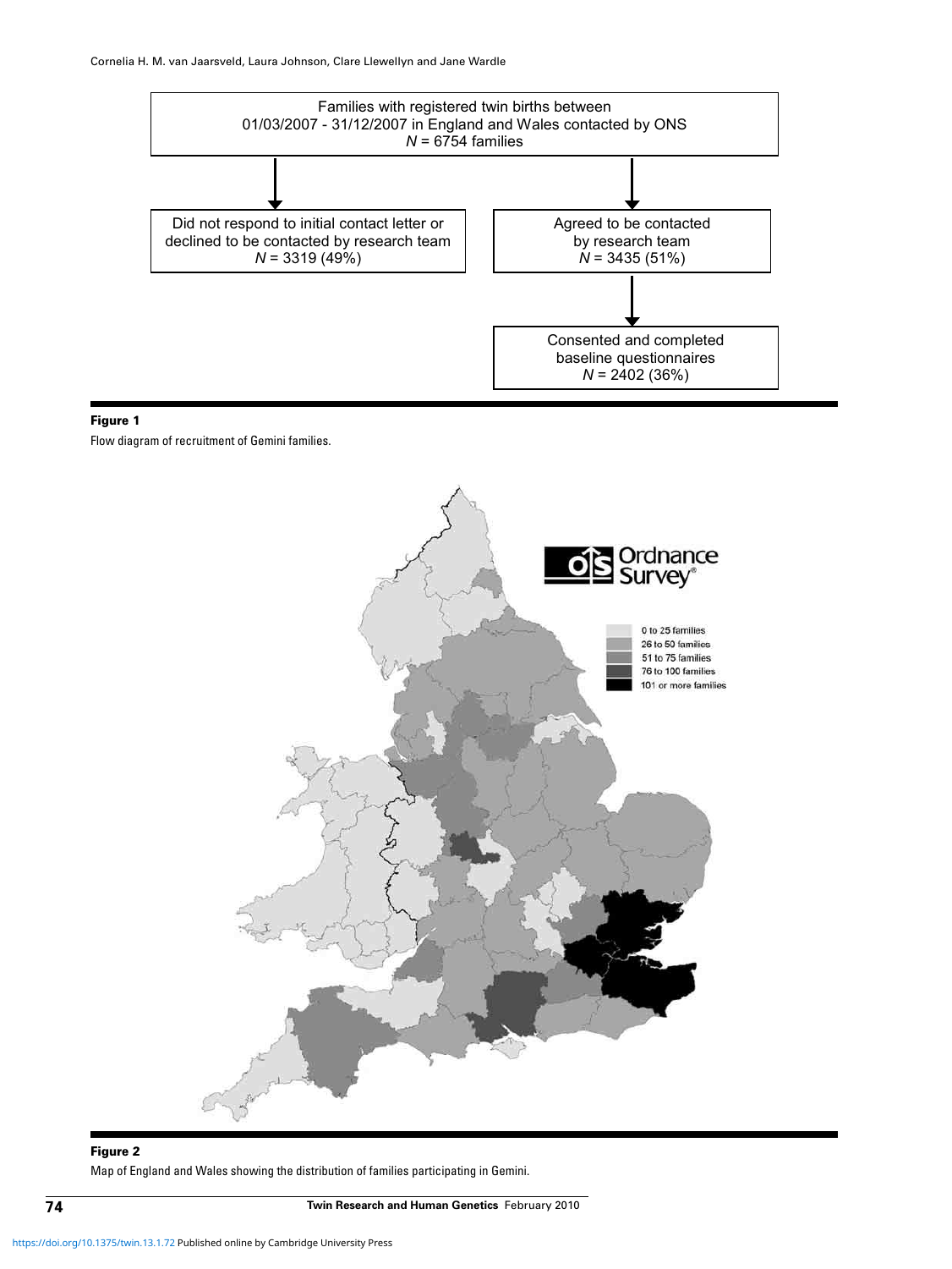Families with registered twin births between
01/03/2007 - 31/12/2007 in England and Wales contacted by ONS
$N$ = 6754 families

Did not respond to initial contact letter or declined to be contacted by research team
$N$ = 3319 (49%)

Agreed to be contacted by research team
$N$ = 3435 (51%)

Consented and completed baseline questionnaires
$N$ = 2402 (36%)

**Figure 1**

Flow diagram of recruitment of Gemini families.

Ordnance Survey

0 to 25 families

26 to 50 families

51 to 75 families

76 to 100 families

101 or more families

**Figure 2**

Map of England and Wales showing the distribution of families participating in Gemini.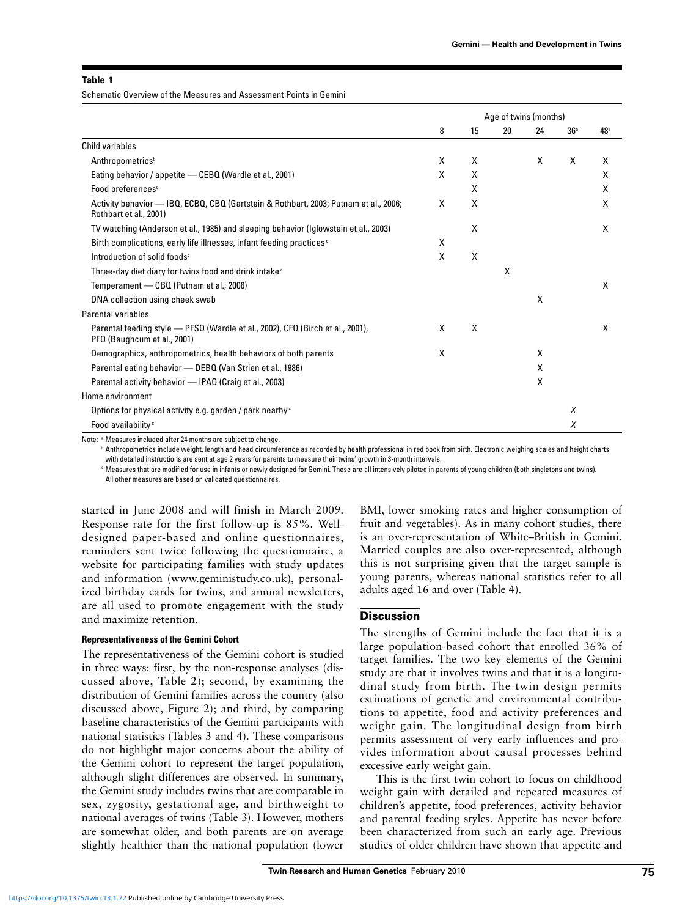**Table 1**

Schematic Overview of the Measures and Assessment Points in Gemini

| | Age of twins (months) | | | | | |
|---|---|---|---|---|---|---|
| | 8 | 15 | 20 | 24 | 36[a] | 48[a] |
| Child variables | | | | | | |
| Anthropometrics[b] | X | X | | X | X | X |
| Eating behavior / appetite — CEBQ (Wardle et al., 2001) | X | X | | | | X |
| Food preferences[c] | | X | | | | X |
| Activity behavior — IBQ, ECBQ, CBQ (Gartstein & Rothbart, 2003; Putnam et al., 2006; Rothbart et al., 2001) | X | X | | | | X |
| TV watching (Anderson et al., 1985) and sleeping behavior (Iglowstein et al., 2003) | | X | | | | X |
| Birth complications, early life illnesses, infant feeding practices[c] | X | | | | | |
| Introduction of solid foods[c] | X | X | | | | |
| Three-day diet diary for twins food and drink intake[c] | | | X | | | |
| Temperament — CBQ (Putnam et al., 2006) | | | | | | X |
| DNA collection using cheek swab | | | | X | | |
| Parental variables | | | | | | |
| Parental feeding style — PFSQ (Wardle et al., 2002), CFQ (Birch et al., 2001), PFQ (Baughcum et al., 2001) | X | X | | | | X |
| Demographics, anthropometrics, health behaviors of both parents | X | | | X | | |
| Parental eating behavior — DEBQ (Van Strien et al., 1986) | | | | X | | |
| Parental activity behavior — IPAQ (Craig et al., 2003) | | | | X | | |
| Home environment | | | | | | |
| Options for physical activity e.g. garden / park nearby[c] | | | | | *X* | |
| Food availability[c] | | | | | *X* | |

Note: [a] Measures included after 24 months are subject to change.
[b] Anthropometrics include weight, length and head circumference as recorded by health professional in red book from birth. Electronic weighing scales and height charts with detailed instructions are sent at age 2 years for parents to measure their twins' growth in 3-month intervals.
[c] Measures that are modified for use in infants or newly designed for Gemini. These are all intensively piloted in parents of young children (both singletons and twins). All other measures are based on validated questionnaires.

started in June 2008 and will finish in March 2009. Response rate for the first follow-up is 85%. Well-designed paper-based and online questionnaires, reminders sent twice following the questionnaire, a website for participating families with study updates and information (www.geministudy.co.uk), personalized birthday cards for twins, and annual newsletters, are all used to promote engagement with the study and maximize retention.

#### Representativeness of the Gemini Cohort

The representativeness of the Gemini cohort is studied in three ways: first, by the non-response analyses (discussed above, Table 2); second, by examining the distribution of Gemini families across the country (also discussed above, Figure 2); and third, by comparing baseline characteristics of the Gemini participants with national statistics (Tables 3 and 4). These comparisons do not highlight major concerns about the ability of the Gemini cohort to represent the target population, although slight differences are observed. In summary, the Gemini study includes twins that are comparable in sex, zygosity, gestational age, and birthweight to national averages of twins (Table 3). However, mothers are somewhat older, and both parents are on average slightly healthier than the national population (lower BMI, lower smoking rates and higher consumption of fruit and vegetables). As in many cohort studies, there is an over-representation of White–British in Gemini. Married couples are also over-represented, although this is not surprising given that the target sample is young parents, whereas national statistics refer to all adults aged 16 and over (Table 4).

## Discussion

The strengths of Gemini include the fact that it is a large population-based cohort that enrolled 36% of target families. The two key elements of the Gemini study are that it involves twins and that it is a longitudinal study from birth. The twin design permits estimations of genetic and environmental contributions to appetite, food and activity preferences and weight gain. The longitudinal design from birth permits assessment of very early influences and provides information about causal processes behind excessive early weight gain.

This is the first twin cohort to focus on childhood weight gain with detailed and repeated measures of children's appetite, food preferences, activity behavior and parental feeding styles. Appetite has never before been characterized from such an early age. Previous studies of older children have shown that appetite and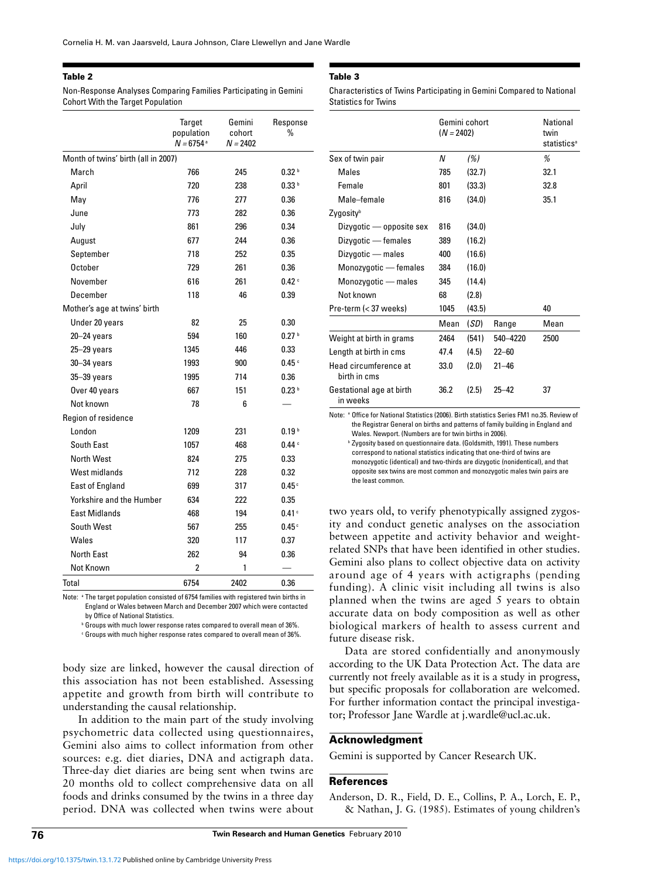**Table 2**

Non-Response Analyses Comparing Families Participating in Gemini Cohort With the Target Population

| | Target population $N = 6754$[a] | Gemini cohort $N = 2402$ | Response % |
|---|---|---|---|
| Month of twins' birth (all in 2007) | | | |
| March | 766 | 245 | 0.32[b] |
| April | 720 | 238 | 0.33[b] |
| May | 776 | 277 | 0.36 |
| June | 773 | 282 | 0.36 |
| July | 861 | 296 | 0.34 |
| August | 677 | 244 | 0.36 |
| September | 718 | 252 | 0.35 |
| October | 729 | 261 | 0.36 |
| November | 616 | 261 | 0.42[c] |
| December | 118 | 46 | 0.39 |
| Mother's age at twins' birth | | | |
| Under 20 years | 82 | 25 | 0.30 |
| 20–24 years | 594 | 160 | 0.27[b] |
| 25–29 years | 1345 | 446 | 0.33 |
| 30–34 years | 1993 | 900 | 0.45[c] |
| 35–39 years | 1995 | 714 | 0.36 |
| Over 40 years | 667 | 151 | 0.23[b] |
| Not known | 78 | 6 | — |
| Region of residence | | | |
| London | 1209 | 231 | 0.19[b] |
| South East | 1057 | 468 | 0.44[c] |
| North West | 824 | 275 | 0.33 |
| West midlands | 712 | 228 | 0.32 |
| East of England | 699 | 317 | 0.45[c] |
| Yorkshire and the Humber | 634 | 222 | 0.35 |
| East Midlands | 468 | 194 | 0.41[c] |
| South West | 567 | 255 | 0.45[c] |
| Wales | 320 | 117 | 0.37 |
| North East | 262 | 94 | 0.36 |
| Not Known | 2 | 1 | — |
| Total | 6754 | 2402 | 0.36 |

Note: [a] The target population consisted of 6754 families with registered twin births in England or Wales between March and December 2007 which were contacted by Office of National Statistics.
[b] Groups with much lower response rates compared to overall mean of 36%.
[c] Groups with much higher response rates compared to overall mean of 36%.

**Table 3**

Characteristics of Twins Participating in Gemini Compared to National Statistics for Twins

| | Gemini cohort ($N = 2402$) | | | National twin statistics[a] |
|---|---|---|---|---|
| Sex of twin pair | *N* | *(%)* | | *%* |
| Males | 785 | (32.7) | | 32.1 |
| Female | 801 | (33.3) | | 32.8 |
| Male–female | 816 | (34.0) | | 35.1 |
| Zygosity[b] | | | | |
| Dizygotic — opposite sex | 816 | (34.0) | | |
| Dizygotic — females | 389 | (16.2) | | |
| Dizygotic — males | 400 | (16.6) | | |
| Monozygotic — females | 384 | (16.0) | | |
| Monozygotic — males | 345 | (14.4) | | |
| Not known | 68 | (2.8) | | |
| Pre-term (< 37 weeks) | 1045 | (43.5) | | 40 |
| | Mean | (*SD*) | Range | Mean |
| Weight at birth in grams | 2464 | (541) | 540–4220 | 2500 |
| Length at birth in cms | 47.4 | (4.5) | 22–60 | |
| Head circumference at birth in cms | 33.0 | (2.0) | 21–46 | |
| Gestational age at birth in weeks | 36.2 | (2.5) | 25–42 | 37 |

Note: [a] Office for National Statistics (2006). Birth statistics Series FM1 no.35. Review of the Registrar General on births and patterns of family building in England and Wales. Newport. (Numbers are for twin births in 2006).
[b] Zygosity based on questionnaire data. (Goldsmith, 1991). These numbers correspond to national statistics indicating that one-third of twins are monozygotic (identical) and two-thirds are dizygotic (nonidentical), and that opposite sex twins are most common and monozygotic males twin pairs are the least common.

body size are linked, however the causal direction of this association has not been established. Assessing appetite and growth from birth will contribute to understanding the causal relationship.

In addition to the main part of the study involving psychometric data collected using questionnaires, Gemini also aims to collect information from other sources: e.g. diet diaries, DNA and actigraph data. Three-day diet diaries are being sent when twins are 20 months old to collect comprehensive data on all foods and drinks consumed by the twins in a three day period. DNA was collected when twins were about two years old, to verify phenotypically assigned zygosity and conduct genetic analyses on the association between appetite and activity behavior and weight-related SNPs that have been identified in other studies. Gemini also plans to collect objective data on activity around age of 4 years with actigraphs (pending funding). A clinic visit including all twins is also planned when the twins are aged 5 years to obtain accurate data on body composition as well as other biological markers of health to assess current and future disease risk.

Data are stored confidentially and anonymously according to the UK Data Protection Act. The data are currently not freely available as it is a study in progress, but specific proposals for collaboration are welcomed. For further information contact the principal investigator; Professor Jane Wardle at j.wardle@ucl.ac.uk.

## Acknowledgment

Gemini is supported by Cancer Research UK.

## References

Anderson, D. R., Field, D. E., Collins, P. A., Lorch, E. P., & Nathan, J. G. (1985). Estimates of young children's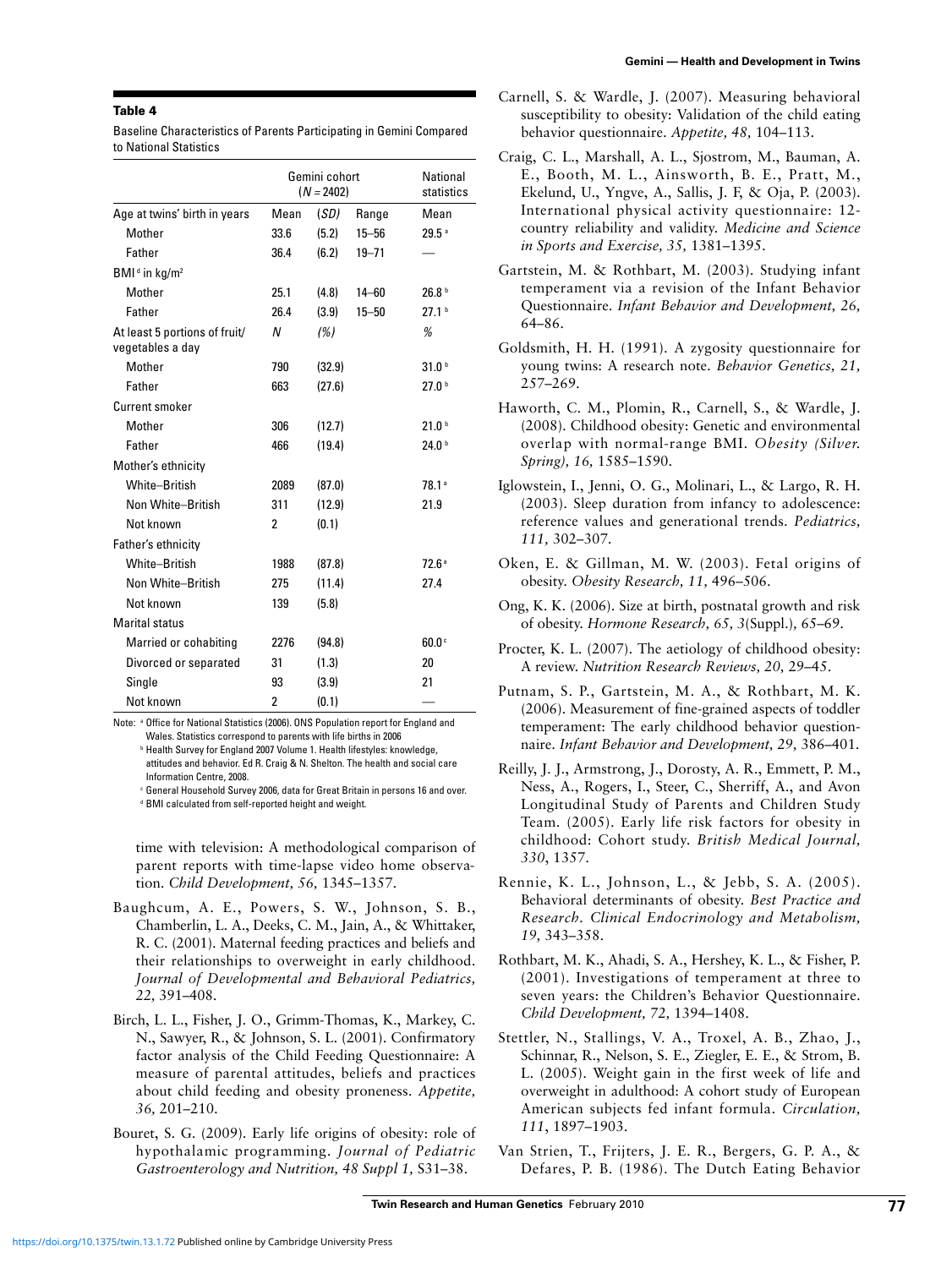**Table 4**

Baseline Characteristics of Parents Participating in Gemini Compared to National Statistics

| | Gemini cohort ($N = 2402$) | | | National statistics |
|---|---|---|---|---|
| Age at twins' birth in years | Mean | (*SD*) | Range | Mean |
| Mother | 33.6 | (5.2) | 15–56 | 29.5 [a] |
| Father | 36.4 | (6.2) | 19–71 | — |
| BMI [d] in kg/m² | | | | |
| Mother | 25.1 | (4.8) | 14–60 | 26.8 [b] |
| Father | 26.4 | (3.9) | 15–50 | 27.1 [b] |
| At least 5 portions of fruit/vegetables a day | *N* | *(%)* | | *%* |
| Mother | 790 | (32.9) | | 31.0 [b] |
| Father | 663 | (27.6) | | 27.0 [b] |
| Current smoker | | | | |
| Mother | 306 | (12.7) | | 21.0 [b] |
| Father | 466 | (19.4) | | 24.0 [b] |
| Mother's ethnicity | | | | |
| White–British | 2089 | (87.0) | | 78.1 [a] |
| Non White–British | 311 | (12.9) | | 21.9 |
| Not known | 2 | (0.1) | | |
| Father's ethnicity | | | | |
| White–British | 1988 | (87.8) | | 72.6 [a] |
| Non White–British | 275 | (11.4) | | 27.4 |
| Not known | 139 | (5.8) | | |
| Marital status | | | | |
| Married or cohabiting | 2276 | (94.8) | | 60.0 [c] |
| Divorced or separated | 31 | (1.3) | | 20 |
| Single | 93 | (3.9) | | 21 |
| Not known | 2 | (0.1) | | — |

Note: [a] Office for National Statistics (2006). ONS Population report for England and Wales. Statistics correspond to parents with life births in 2006
[b] Health Survey for England 2007 Volume 1. Health lifestyles: knowledge, attitudes and behavior. Ed R. Craig & N. Shelton. The health and social care Information Centre, 2008.
[c] General Household Survey 2006, data for Great Britain in persons 16 and over.
[d] BMI calculated from self-reported height and weight.

time with television: A methodological comparison of parent reports with time-lapse video home observation. *Child Development, 56,* 1345–1357.

Baughcum, A. E., Powers, S. W., Johnson, S. B., Chamberlin, L. A., Deeks, C. M., Jain, A., & Whittaker, R. C. (2001). Maternal feeding practices and beliefs and their relationships to overweight in early childhood. *Journal of Developmental and Behavioral Pediatrics, 22,* 391–408.

Birch, L. L., Fisher, J. O., Grimm-Thomas, K., Markey, C. N., Sawyer, R., & Johnson, S. L. (2001). Confirmatory factor analysis of the Child Feeding Questionnaire: A measure of parental attitudes, beliefs and practices about child feeding and obesity proneness. *Appetite, 36,* 201–210.

Bouret, S. G. (2009). Early life origins of obesity: role of hypothalamic programming. *Journal of Pediatric Gastroenterology and Nutrition, 48 Suppl 1,* S31–38.

Carnell, S. & Wardle, J. (2007). Measuring behavioral susceptibility to obesity: Validation of the child eating behavior questionnaire. *Appetite, 48,* 104–113.

Craig, C. L., Marshall, A. L., Sjostrom, M., Bauman, A. E., Booth, M. L., Ainsworth, B. E., Pratt, M., Ekelund, U., Yngve, A., Sallis, J. F, & Oja, P. (2003). International physical activity questionnaire: 12-country reliability and validity. *Medicine and Science in Sports and Exercise, 35,* 1381–1395.

Gartstein, M. & Rothbart, M. (2003). Studying infant temperament via a revision of the Infant Behavior Questionnaire. *Infant Behavior and Development, 26,* 64–86.

Goldsmith, H. H. (1991). A zygosity questionnaire for young twins: A research note. *Behavior Genetics, 21,* 257–269.

Haworth, C. M., Plomin, R., Carnell, S., & Wardle, J. (2008). Childhood obesity: Genetic and environmental overlap with normal-range BMI. *Obesity (Silver. Spring), 16,* 1585–1590.

Iglowstein, I., Jenni, O. G., Molinari, L., & Largo, R. H. (2003). Sleep duration from infancy to adolescence: reference values and generational trends. *Pediatrics, 111,* 302–307.

Oken, E. & Gillman, M. W. (2003). Fetal origins of obesity. *Obesity Research, 11,* 496–506.

Ong, K. K. (2006). Size at birth, postnatal growth and risk of obesity. *Hormone Research, 65, 3*(Suppl.), 65–69.

Procter, K. L. (2007). The aetiology of childhood obesity: A review. *Nutrition Research Reviews, 20,* 29–45.

Putnam, S. P., Gartstein, M. A., & Rothbart, M. K. (2006). Measurement of fine-grained aspects of toddler temperament: The early childhood behavior questionnaire. *Infant Behavior and Development, 29,* 386–401.

Reilly, J. J., Armstrong, J., Dorosty, A. R., Emmett, P. M., Ness, A., Rogers, I., Steer, C., Sherriff, A., and Avon Longitudinal Study of Parents and Children Study Team. (2005). Early life risk factors for obesity in childhood: Cohort study. *British Medical Journal, 330*, 1357.

Rennie, K. L., Johnson, L., & Jebb, S. A. (2005). Behavioral determinants of obesity. *Best Practice and Research. Clinical Endocrinology and Metabolism, 19,* 343–358.

Rothbart, M. K., Ahadi, S. A., Hershey, K. L., & Fisher, P. (2001). Investigations of temperament at three to seven years: the Children's Behavior Questionnaire. *Child Development, 72,* 1394–1408.

Stettler, N., Stallings, V. A., Troxel, A. B., Zhao, J., Schinnar, R., Nelson, S. E., Ziegler, E. E., & Strom, B. L. (2005). Weight gain in the first week of life and overweight in adulthood: A cohort study of European American subjects fed infant formula. *Circulation, 111*, 1897–1903.

Van Strien, T., Frijters, J. E. R., Bergers, G. P. A., & Defares, P. B. (1986). The Dutch Eating Behavior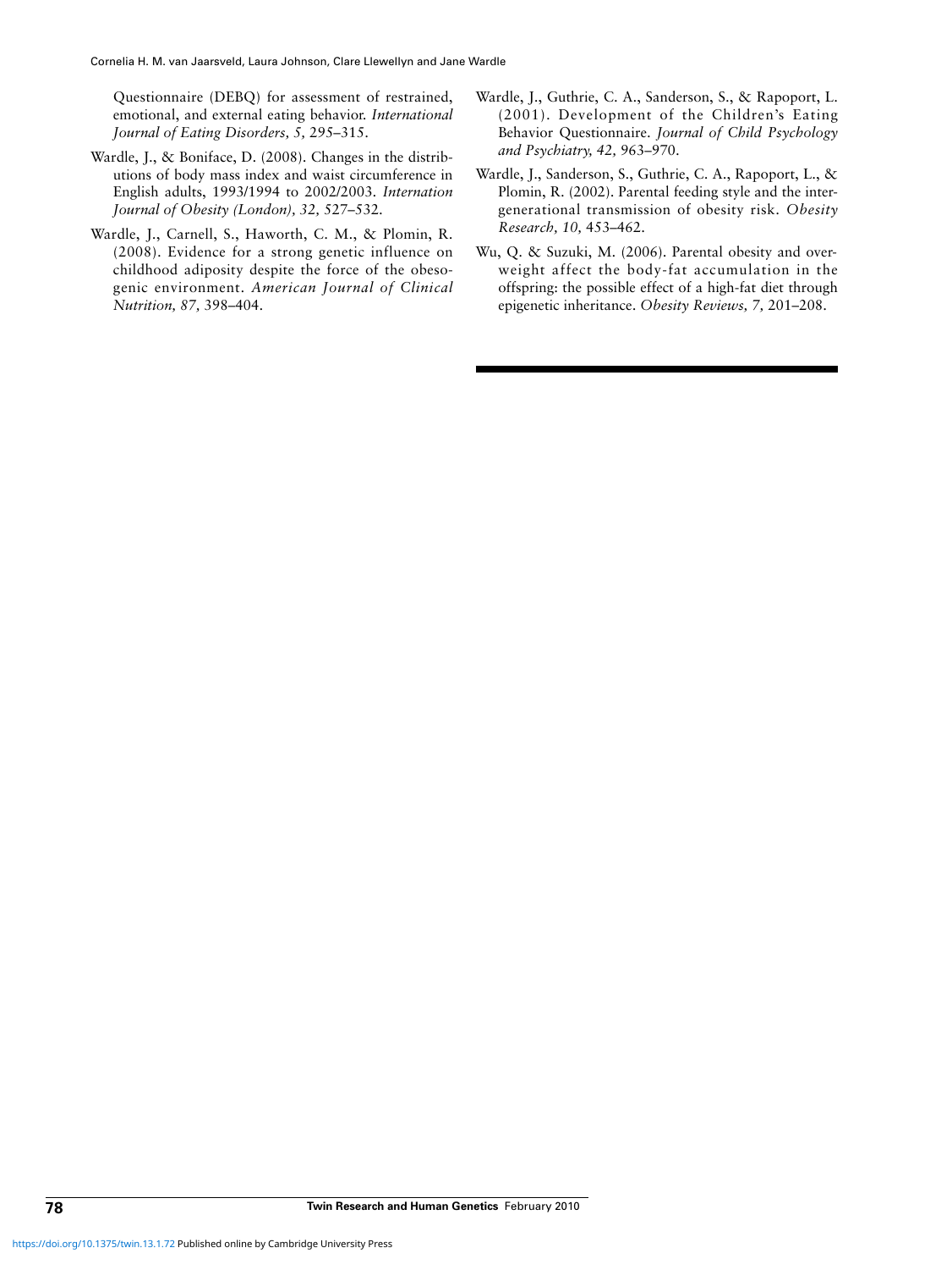Questionnaire (DEBQ) for assessment of restrained, emotional, and external eating behavior. *International Journal of Eating Disorders, 5,* 295–315.

Wardle, J., & Boniface, D. (2008). Changes in the distributions of body mass index and waist circumference in English adults, 1993/1994 to 2002/2003. *Internation Journal of Obesity (London), 32,* 527–532.

Wardle, J., Carnell, S., Haworth, C. M., & Plomin, R. (2008). Evidence for a strong genetic influence on childhood adiposity despite the force of the obesogenic environment. *American Journal of Clinical Nutrition, 87,* 398–404.

Wardle, J., Guthrie, C. A., Sanderson, S., & Rapoport, L. (2001). Development of the Children's Eating Behavior Questionnaire. *Journal of Child Psychology and Psychiatry, 42,* 963–970.

Wardle, J., Sanderson, S., Guthrie, C. A., Rapoport, L., & Plomin, R. (2002). Parental feeding style and the intergenerational transmission of obesity risk. *Obesity Research, 10,* 453–462.

Wu, Q. & Suzuki, M. (2006). Parental obesity and overweight affect the body-fat accumulation in the offspring: the possible effect of a high-fat diet through epigenetic inheritance. *Obesity Reviews, 7,* 201–208.